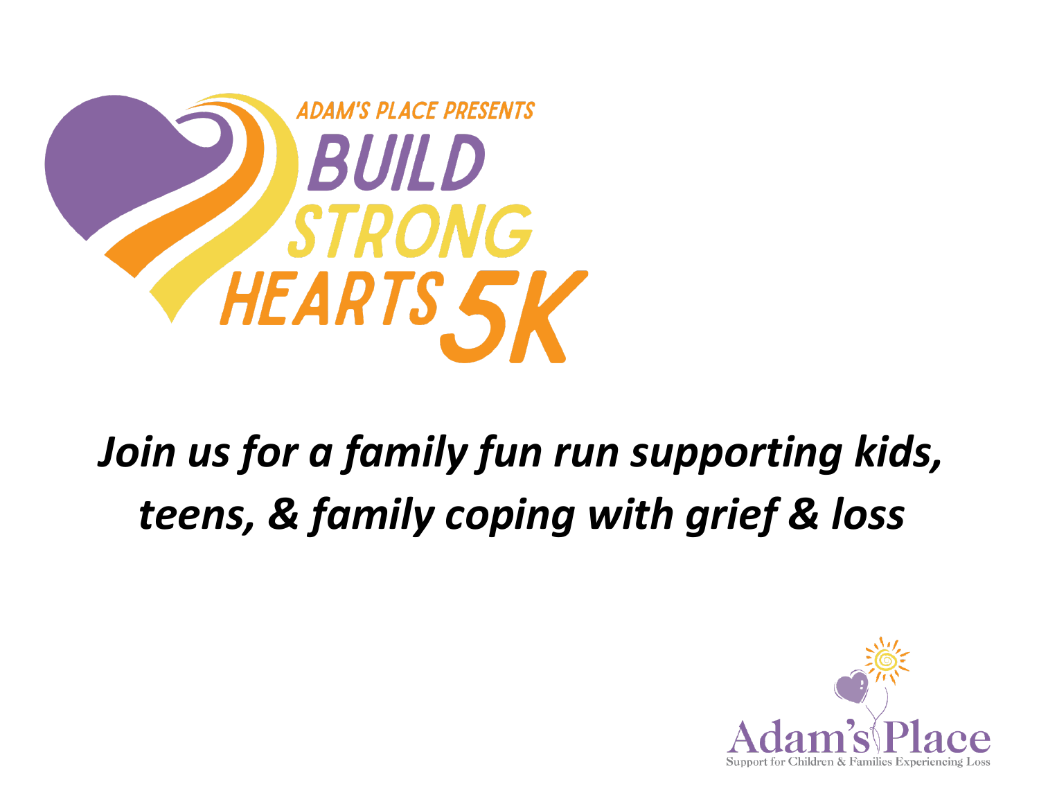ADAM'S PLACE PRESENTS

# BUILD STRONG HEARTS 5K

***Join us for a family fun run supporting kids, teens, & family coping with grief & loss***

Adam's Place

Support for Children & Families Experiencing Loss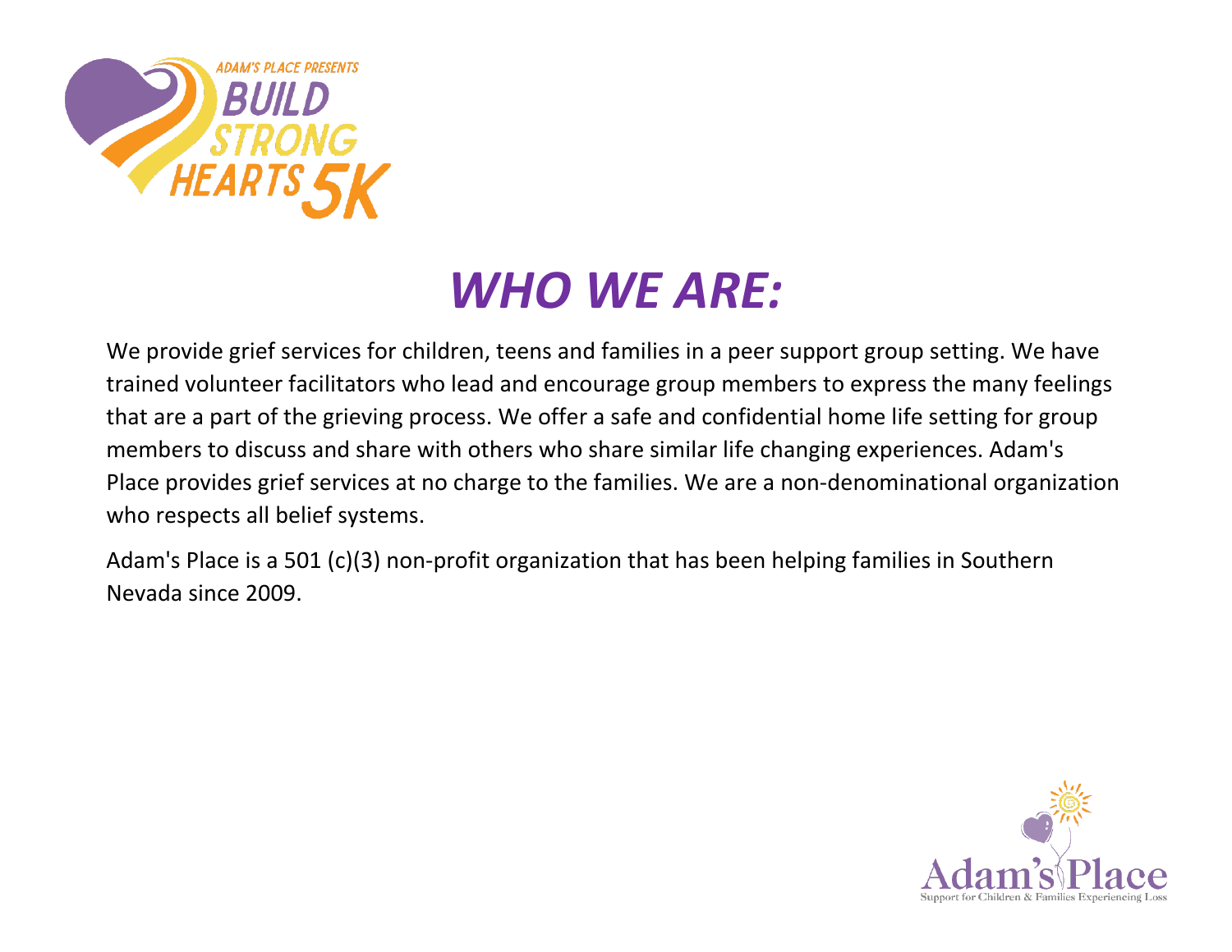# *WHO WE ARE:*

We provide grief services for children, teens and families in a peer support group setting. We have trained volunteer facilitators who lead and encourage group members to express the many feelings that are a part of the grieving process. We offer a safe and confidential home life setting for group members to discuss and share with others who share similar life changing experiences. Adam's Place provides grief services at no charge to the families. We are a non-denominational organization who respects all belief systems.

Adam's Place is a 501 (c)(3) non-profit organization that has been helping families in Southern Nevada since 2009.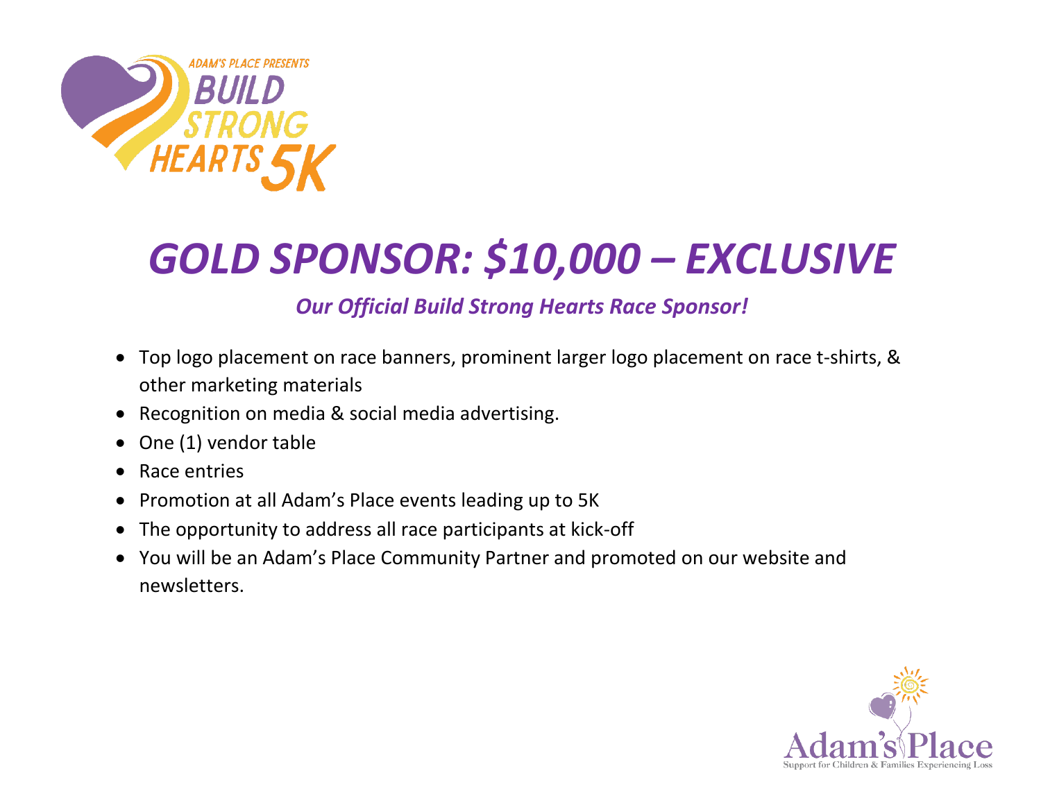# GOLD SPONSOR: $10,000 – EXCLUSIVE

***Our Official Build Strong Hearts Race Sponsor!***

- Top logo placement on race banners, prominent larger logo placement on race t-shirts, & other marketing materials
- Recognition on media & social media advertising.
- One (1) vendor table
- Race entries
- Promotion at all Adam's Place events leading up to 5K
- The opportunity to address all race participants at kick-off
- You will be an Adam's Place Community Partner and promoted on our website and newsletters.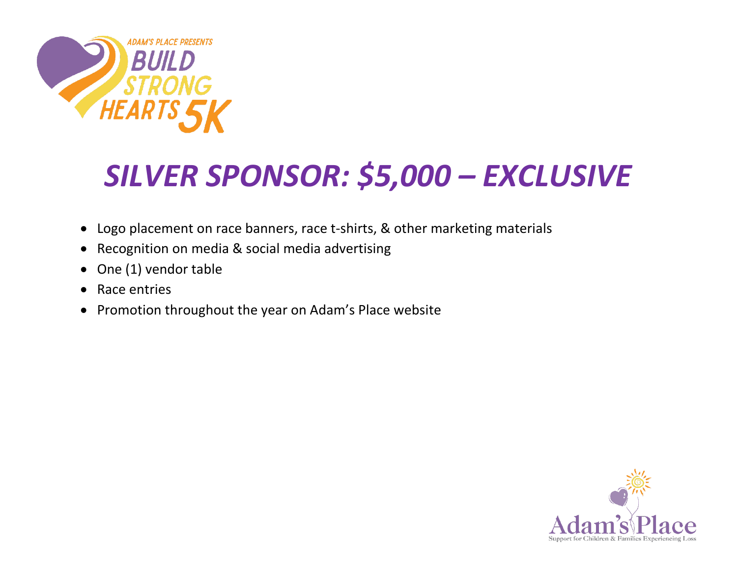ADAM'S PLACE PRESENTS BUILD STRONG HEARTS 5K

# *SILVER SPONSOR: $5,000 – EXCLUSIVE*

- Logo placement on race banners, race t-shirts, & other marketing materials
- Recognition on media & social media advertising
- One (1) vendor table
- Race entries
- Promotion throughout the year on Adam's Place website

Adam's Place
Support for Children & Families Experiencing Loss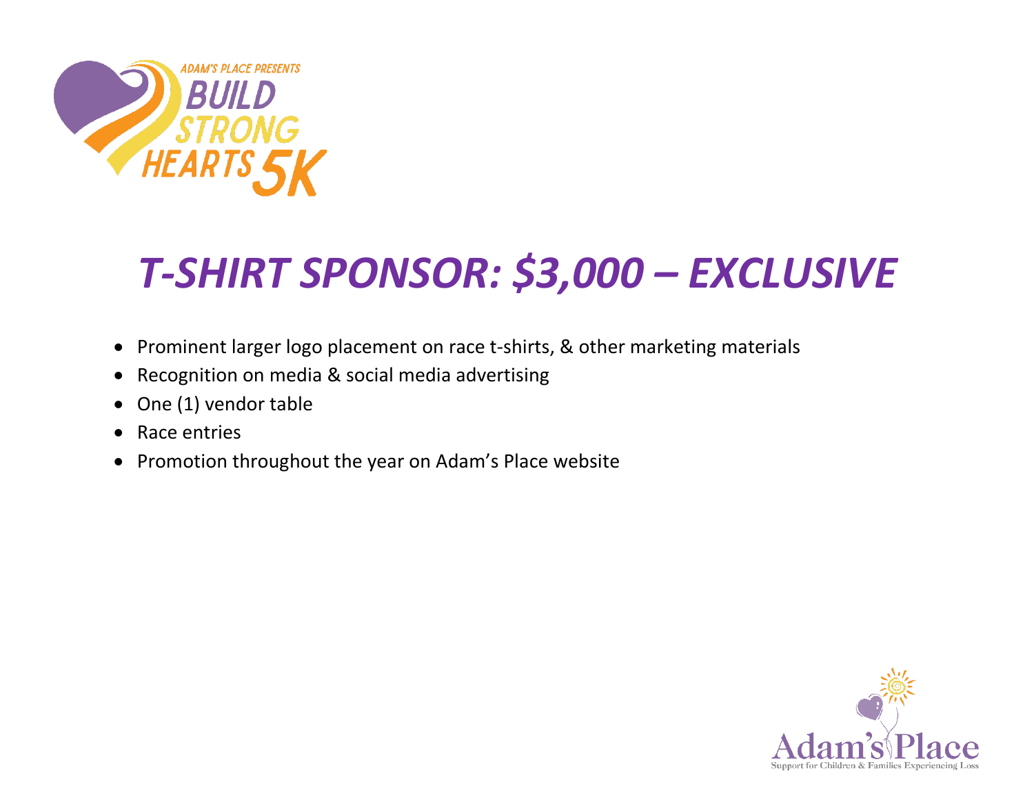# T-SHIRT SPONSOR: $3,000 – EXCLUSIVE

- Prominent larger logo placement on race t-shirts, & other marketing materials
- Recognition on media & social media advertising
- One (1) vendor table
- Race entries
- Promotion throughout the year on Adam's Place website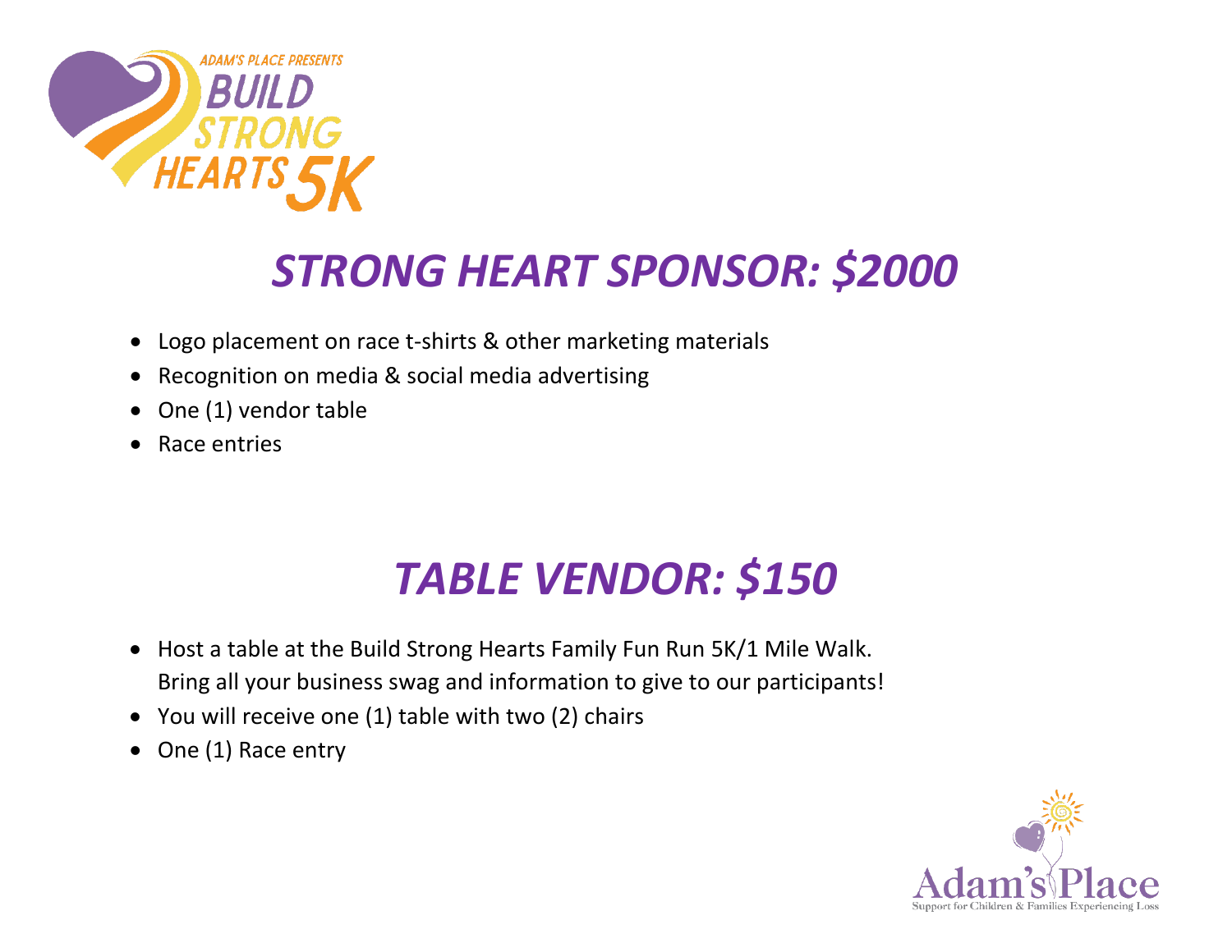ADAM'S PLACE PRESENTS BUILD STRONG HEARTS 5K

# *STRONG HEART SPONSOR: $2000*

- Logo placement on race t-shirts & other marketing materials
- Recognition on media & social media advertising
- One (1) vendor table
- Race entries

# *TABLE VENDOR: $150*

- Host a table at the Build Strong Hearts Family Fun Run 5K/1 Mile Walk. Bring all your business swag and information to give to our participants!
- You will receive one (1) table with two (2) chairs
- One (1) Race entry

Adam's Place
Support for Children & Families Experiencing Loss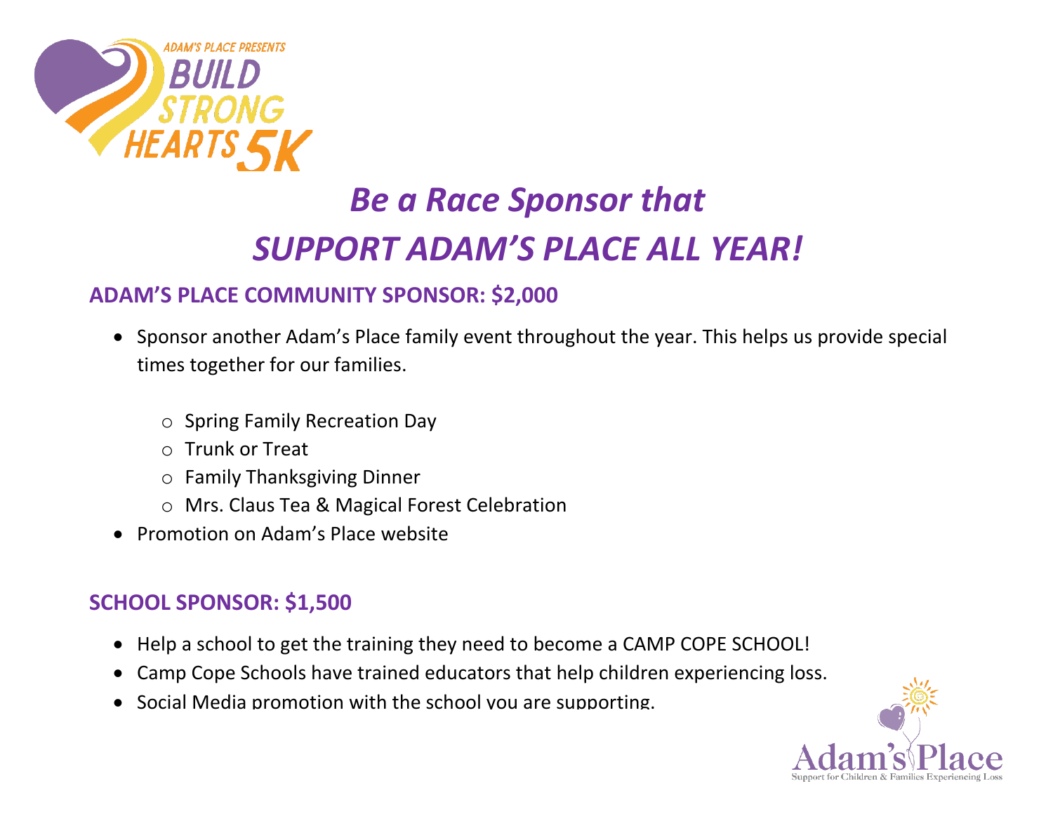ADAM'S PLACE PRESENTS BUILD STRONG HEARTS 5K

# *Be a Race Sponsor that SUPPORT ADAM'S PLACE ALL YEAR!*

## ADAM'S PLACE COMMUNITY SPONSOR: $2,000

- Sponsor another Adam's Place family event throughout the year. This helps us provide special times together for our families.
  - Spring Family Recreation Day
  - Trunk or Treat
  - Family Thanksgiving Dinner
  - Mrs. Claus Tea & Magical Forest Celebration
- Promotion on Adam's Place website

## SCHOOL SPONSOR: $1,500

- Help a school to get the training they need to become a CAMP COPE SCHOOL!
- Camp Cope Schools have trained educators that help children experiencing loss.
- Social Media promotion with the school you are supporting.

Adam's Place
Support for Children & Families Experiencing Loss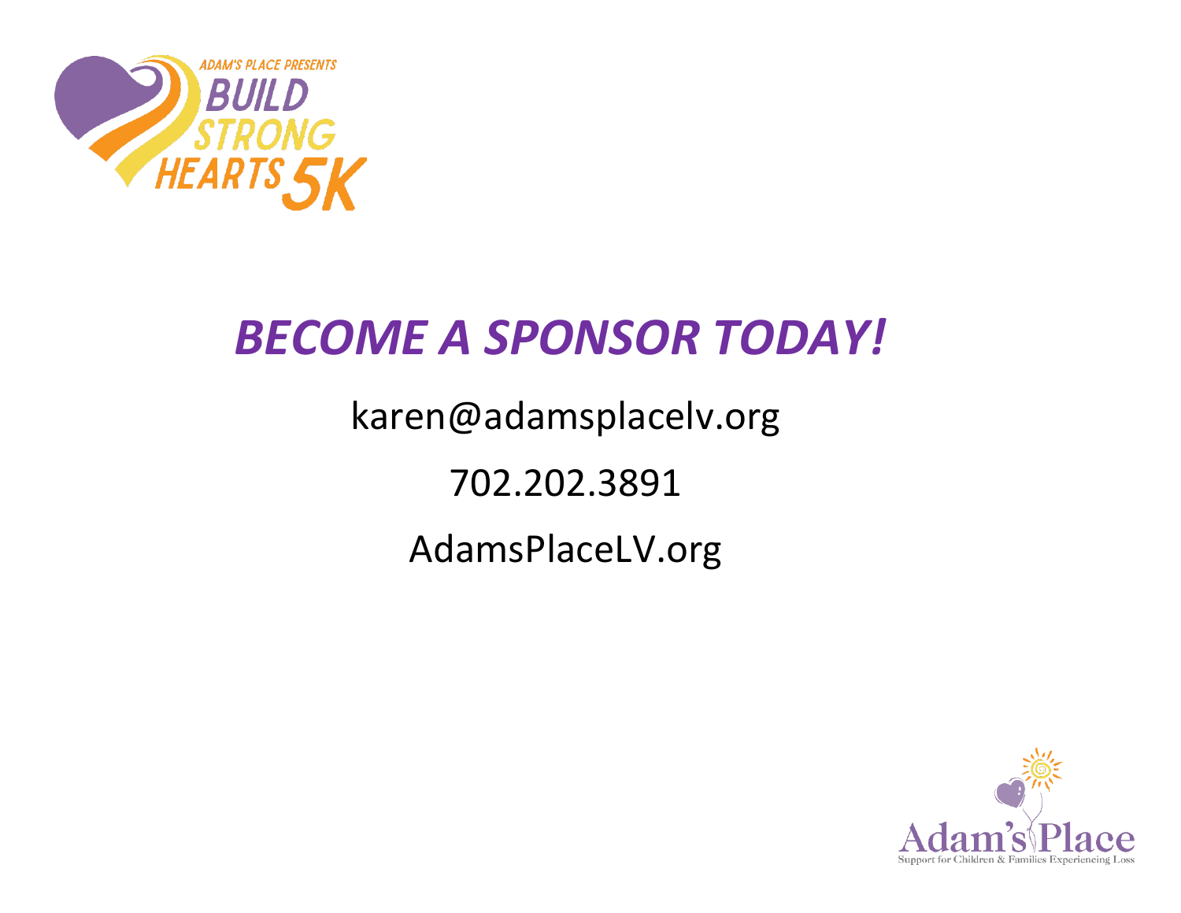ADAM'S PLACE PRESENTS BUILD STRONG HEARTS 5K

# *BECOME A SPONSOR TODAY!*

karen@adamsplacelv.org

702.202.3891

AdamsPlaceLV.org

Adam's Place
Support for Children & Families Experiencing Loss